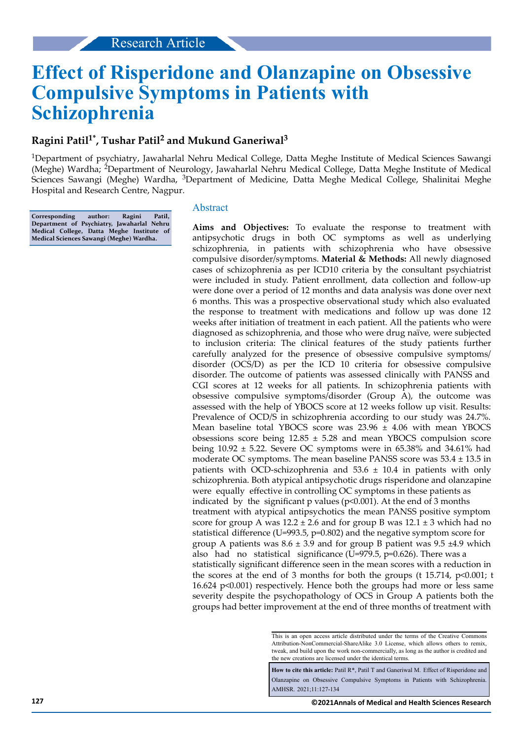Research Article

# Effect of Risperidone and Olanzapine on Obsessive Compulsive Symptoms in Patients with Schizophrenia

## Ragini Patil[1*], Tushar Patil[2] and Mukund Ganeriwal[3]

[1]Department of psychiatry, Jawaharlal Nehru Medical College, Datta Meghe Institute of Medical Sciences Sawangi (Meghe) Wardha; [2]Department of Neurology, Jawaharlal Nehru Medical College, Datta Meghe Institute of Medical Sciences Sawangi (Meghe) Wardha, [3]Department of Medicine, Datta Meghe Medical College, Shalinitai Meghe Hospital and Research Centre, Nagpur.

**Corresponding author: Ragini Patil, Department of Psychiatry, Jawaharlal Nehru Medical College, Datta Meghe Institute of Medical Sciences Sawangi (Meghe) Wardha.**

## Abstract

**Aims and Objectives:** To evaluate the response to treatment with antipsychotic drugs in both OC symptoms as well as underlying schizophrenia, in patients with schizophrenia who have obsessive compulsive disorder/symptoms. **Material & Methods:** All newly diagnosed cases of schizophrenia as per ICD10 criteria by the consultant psychiatrist were included in study. Patient enrollment, data collection and follow-up were done over a period of 12 months and data analysis was done over next 6 months. This was a prospective observational study which also evaluated the response to treatment with medications and follow up was done 12 weeks after initiation of treatment in each patient. All the patients who were diagnosed as schizophrenia, and those who were drug naïve, were subjected to inclusion criteria: The clinical features of the study patients further carefully analyzed for the presence of obsessive compulsive symptoms/ disorder (OCS/D) as per the ICD 10 criteria for obsessive compulsive disorder. The outcome of patients was assessed clinically with PANSS and CGI scores at 12 weeks for all patients. In schizophrenia patients with obsessive compulsive symptoms/disorder (Group A), the outcome was assessed with the help of YBOCS score at 12 weeks follow up visit. Results: Prevalence of OCD/S in schizophrenia according to our study was 24.7%. Mean baseline total YBOCS score was 23.96 ± 4.06 with mean YBOCS obsessions score being 12.85 ± 5.28 and mean YBOCS compulsion score being 10.92 ± 5.22. Severe OC symptoms were in 65.38% and 34.61% had moderate OC symptoms. The mean baseline PANSS score was 53.4 ± 13.5 in patients with OCD-schizophrenia and 53.6 ± 10.4 in patients with only schizophrenia. Both atypical antipsychotic drugs risperidone and olanzapine were equally effective in controlling OC symptoms in these patients as indicated by the significant p values ($p<0.001$). At the end of 3 months treatment with atypical antipsychotics the mean PANSS positive symptom score for group A was 12.2 ± 2.6 and for group B was 12.1 ± 3 which had no statistical difference (U=993.5, p=0.802) and the negative symptom score for group A patients was 8.6 ± 3.9 and for group B patient was 9.5 ±4.9 which also had no statistical significance (U=979.5, p=0.626). There was a statistically significant difference seen in the mean scores with a reduction in the scores at the end of 3 months for both the groups (t 15.714, $p<0.001$; t 16.624 $p<0.001$) respectively. Hence both the groups had more or less same severity despite the psychopathology of OCS in Group A patients both the groups had better improvement at the end of three months of treatment with

This is an open access article distributed under the terms of the Creative Commons Attribution-NonCommercial-ShareAlike 3.0 License, which allows others to remix, tweak, and build upon the work non-commercially, as long as the author is credited and the new creations are licensed under the identical terms.

**How to cite this article:** Patil R*, Patil T and Ganeriwal M. Effect of Risperidone and Olanzapine on Obsessive Compulsive Symptoms in Patients with Schizophrenia. AMHSR. 2021;11:127-134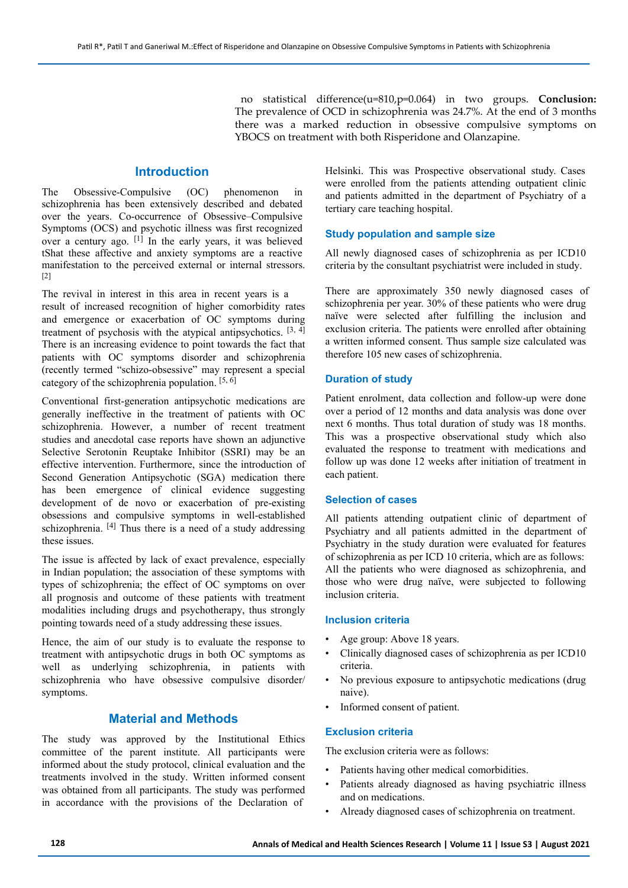no statistical difference(u=810,p=0.064) in two groups. **Conclusion:** The prevalence of OCD in schizophrenia was 24.7%. At the end of 3 months there was a marked reduction in obsessive compulsive symptoms on YBOCS on treatment with both Risperidone and Olanzapine.

## Introduction

The Obsessive-Compulsive (OC) phenomenon in schizophrenia has been extensively described and debated over the years. Co-occurrence of Obsessive–Compulsive Symptoms (OCS) and psychotic illness was first recognized over a century ago. [1] In the early years, it was believed tShat these affective and anxiety symptoms are a reactive manifestation to the perceived external or internal stressors. [2]

The revival in interest in this area in recent years is a result of increased recognition of higher comorbidity rates and emergence or exacerbation of OC symptoms during treatment of psychosis with the atypical antipsychotics. [3, 4] There is an increasing evidence to point towards the fact that patients with OC symptoms disorder and schizophrenia (recently termed "schizo-obsessive" may represent a special category of the schizophrenia population. [5, 6]

Conventional first-generation antipsychotic medications are generally ineffective in the treatment of patients with OC schizophrenia. However, a number of recent treatment studies and anecdotal case reports have shown an adjunctive Selective Serotonin Reuptake Inhibitor (SSRI) may be an effective intervention. Furthermore, since the introduction of Second Generation Antipsychotic (SGA) medication there has been emergence of clinical evidence suggesting development of de novo or exacerbation of pre-existing obsessions and compulsive symptoms in well-established schizophrenia. [4] Thus there is a need of a study addressing these issues.

The issue is affected by lack of exact prevalence, especially in Indian population; the association of these symptoms with types of schizophrenia; the effect of OC symptoms on over all prognosis and outcome of these patients with treatment modalities including drugs and psychotherapy, thus strongly pointing towards need of a study addressing these issues.

Hence, the aim of our study is to evaluate the response to treatment with antipsychotic drugs in both OC symptoms as well as underlying schizophrenia, in patients with schizophrenia who have obsessive compulsive disorder/ symptoms.

## Material and Methods

The study was approved by the Institutional Ethics committee of the parent institute. All participants were informed about the study protocol, clinical evaluation and the treatments involved in the study. Written informed consent was obtained from all participants. The study was performed in accordance with the provisions of the Declaration of Helsinki. This was Prospective observational study. Cases were enrolled from the patients attending outpatient clinic and patients admitted in the department of Psychiatry of a tertiary care teaching hospital.

### Study population and sample size

All newly diagnosed cases of schizophrenia as per ICD10 criteria by the consultant psychiatrist were included in study.

There are approximately 350 newly diagnosed cases of schizophrenia per year. 30% of these patients who were drug naïve were selected after fulfilling the inclusion and exclusion criteria. The patients were enrolled after obtaining a written informed consent. Thus sample size calculated was therefore 105 new cases of schizophrenia.

### Duration of study

Patient enrolment, data collection and follow-up were done over a period of 12 months and data analysis was done over next 6 months. Thus total duration of study was 18 months. This was a prospective observational study which also evaluated the response to treatment with medications and follow up was done 12 weeks after initiation of treatment in each patient.

### Selection of cases

All patients attending outpatient clinic of department of Psychiatry and all patients admitted in the department of Psychiatry in the study duration were evaluated for features of schizophrenia as per ICD 10 criteria, which are as follows: All the patients who were diagnosed as schizophrenia, and those who were drug naïve, were subjected to following inclusion criteria.

### Inclusion criteria

- Age group: Above 18 years.
- Clinically diagnosed cases of schizophrenia as per ICD10 criteria.
- No previous exposure to antipsychotic medications (drug naive).
- Informed consent of patient.

### Exclusion criteria

The exclusion criteria were as follows:

- Patients having other medical comorbidities.
- Patients already diagnosed as having psychiatric illness and on medications.
- Already diagnosed cases of schizophrenia on treatment.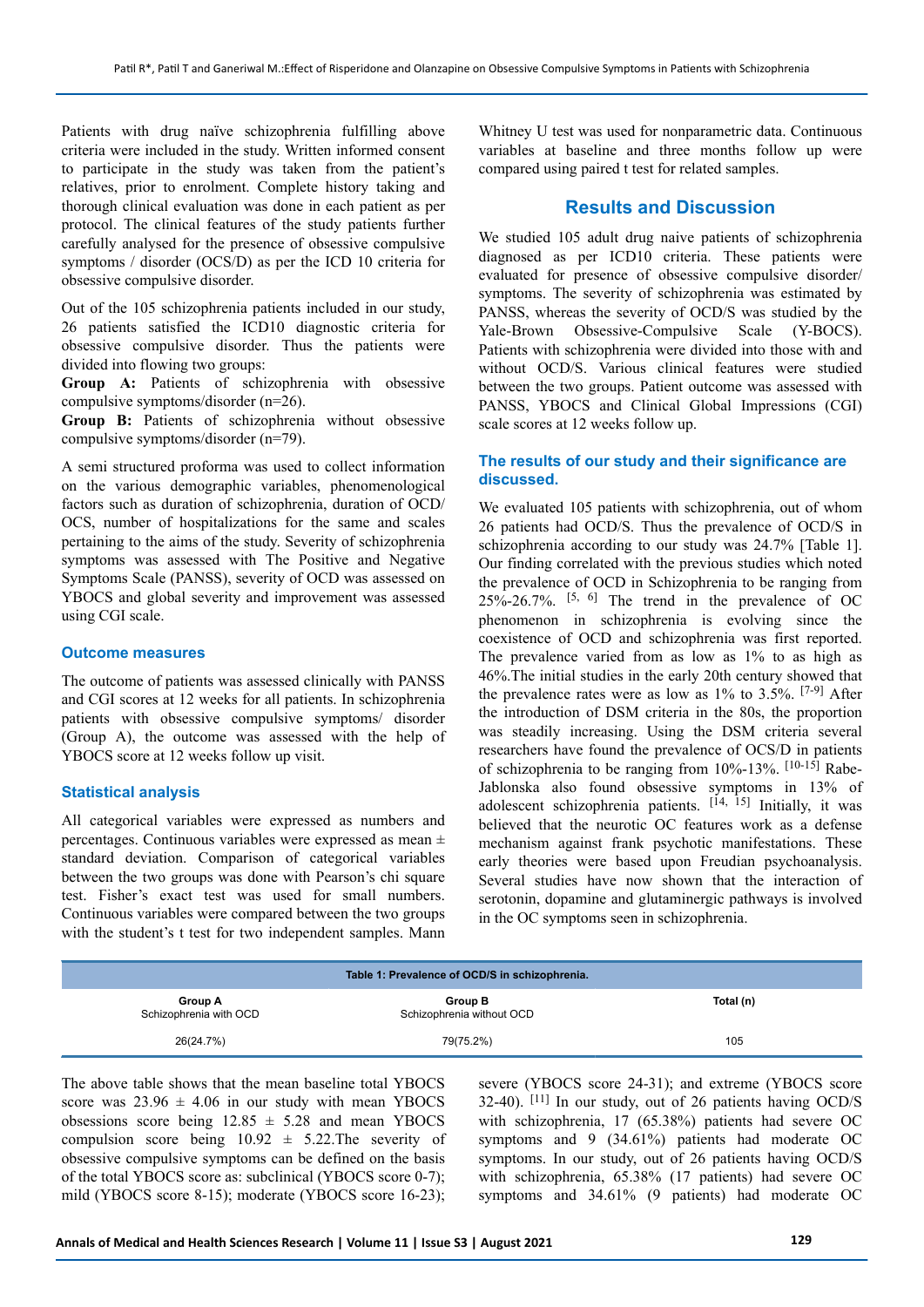Patients with drug naïve schizophrenia fulfilling above criteria were included in the study. Written informed consent to participate in the study was taken from the patient's relatives, prior to enrolment. Complete history taking and thorough clinical evaluation was done in each patient as per protocol. The clinical features of the study patients further carefully analysed for the presence of obsessive compulsive symptoms / disorder (OCS/D) as per the ICD 10 criteria for obsessive compulsive disorder.

Out of the 105 schizophrenia patients included in our study, 26 patients satisfied the ICD10 diagnostic criteria for obsessive compulsive disorder. Thus the patients were divided into flowing two groups:

**Group A:** Patients of schizophrenia with obsessive compulsive symptoms/disorder (n=26).

**Group B:** Patients of schizophrenia without obsessive compulsive symptoms/disorder (n=79).

A semi structured proforma was used to collect information on the various demographic variables, phenomenological factors such as duration of schizophrenia, duration of OCD/OCS, number of hospitalizations for the same and scales pertaining to the aims of the study. Severity of schizophrenia symptoms was assessed with The Positive and Negative Symptoms Scale (PANSS), severity of OCD was assessed on YBOCS and global severity and improvement was assessed using CGI scale.

### Outcome measures

The outcome of patients was assessed clinically with PANSS and CGI scores at 12 weeks for all patients. In schizophrenia patients with obsessive compulsive symptoms/ disorder (Group A), the outcome was assessed with the help of YBOCS score at 12 weeks follow up visit.

### Statistical analysis

All categorical variables were expressed as numbers and percentages. Continuous variables were expressed as mean ± standard deviation. Comparison of categorical variables between the two groups was done with Pearson's chi square test. Fisher's exact test was used for small numbers. Continuous variables were compared between the two groups with the student's t test for two independent samples. Mann Whitney U test was used for nonparametric data. Continuous variables at baseline and three months follow up were compared using paired t test for related samples.

## Results and Discussion

We studied 105 adult drug naive patients of schizophrenia diagnosed as per ICD10 criteria. These patients were evaluated for presence of obsessive compulsive disorder/ symptoms. The severity of schizophrenia was estimated by PANSS, whereas the severity of OCD/S was studied by the Yale-Brown Obsessive-Compulsive Scale (Y-BOCS). Patients with schizophrenia were divided into those with and without OCD/S. Various clinical features were studied between the two groups. Patient outcome was assessed with PANSS, YBOCS and Clinical Global Impressions (CGI) scale scores at 12 weeks follow up.

### The results of our study and their significance are discussed.

We evaluated 105 patients with schizophrenia, out of whom 26 patients had OCD/S. Thus the prevalence of OCD/S in schizophrenia according to our study was 24.7% [Table 1]. Our finding correlated with the previous studies which noted the prevalence of OCD in Schizophrenia to be ranging from 25%-26.7%. [5, 6] The trend in the prevalence of OC phenomenon in schizophrenia is evolving since the coexistence of OCD and schizophrenia was first reported. The prevalence varied from as low as 1% to as high as 46%.The initial studies in the early 20th century showed that the prevalence rates were as low as 1% to 3.5%. [7-9] After the introduction of DSM criteria in the 80s, the proportion was steadily increasing. Using the DSM criteria several researchers have found the prevalence of OCS/D in patients of schizophrenia to be ranging from 10%-13%. [10-15] Rabe-Jablonska also found obsessive symptoms in 13% of adolescent schizophrenia patients. [14, 15] Initially, it was believed that the neurotic OC features work as a defense mechanism against frank psychotic manifestations. These early theories were based upon Freudian psychoanalysis. Several studies have now shown that the interaction of serotonin, dopamine and glutaminergic pathways is involved in the OC symptoms seen in schizophrenia.

**Table 1: Prevalence of OCD/S in schizophrenia.**

| Group A Schizophrenia with OCD | Group B Schizophrenia without OCD | Total (n) |
|---|---|---|
| 26(24.7%) | 79(75.2%) | 105 |

The above table shows that the mean baseline total YBOCS score was 23.96 ± 4.06 in our study with mean YBOCS obsessions score being 12.85 ± 5.28 and mean YBOCS compulsion score being 10.92 ± 5.22.The severity of obsessive compulsive symptoms can be defined on the basis of the total YBOCS score as: subclinical (YBOCS score 0-7); mild (YBOCS score 8-15); moderate (YBOCS score 16-23); severe (YBOCS score 24-31); and extreme (YBOCS score 32-40). [11] In our study, out of 26 patients having OCD/S with schizophrenia, 17 (65.38%) patients had severe OC symptoms and 9 (34.61%) patients had moderate OC symptoms. In our study, out of 26 patients having OCD/S with schizophrenia, 65.38% (17 patients) had severe OC symptoms and 34.61% (9 patients) had moderate OC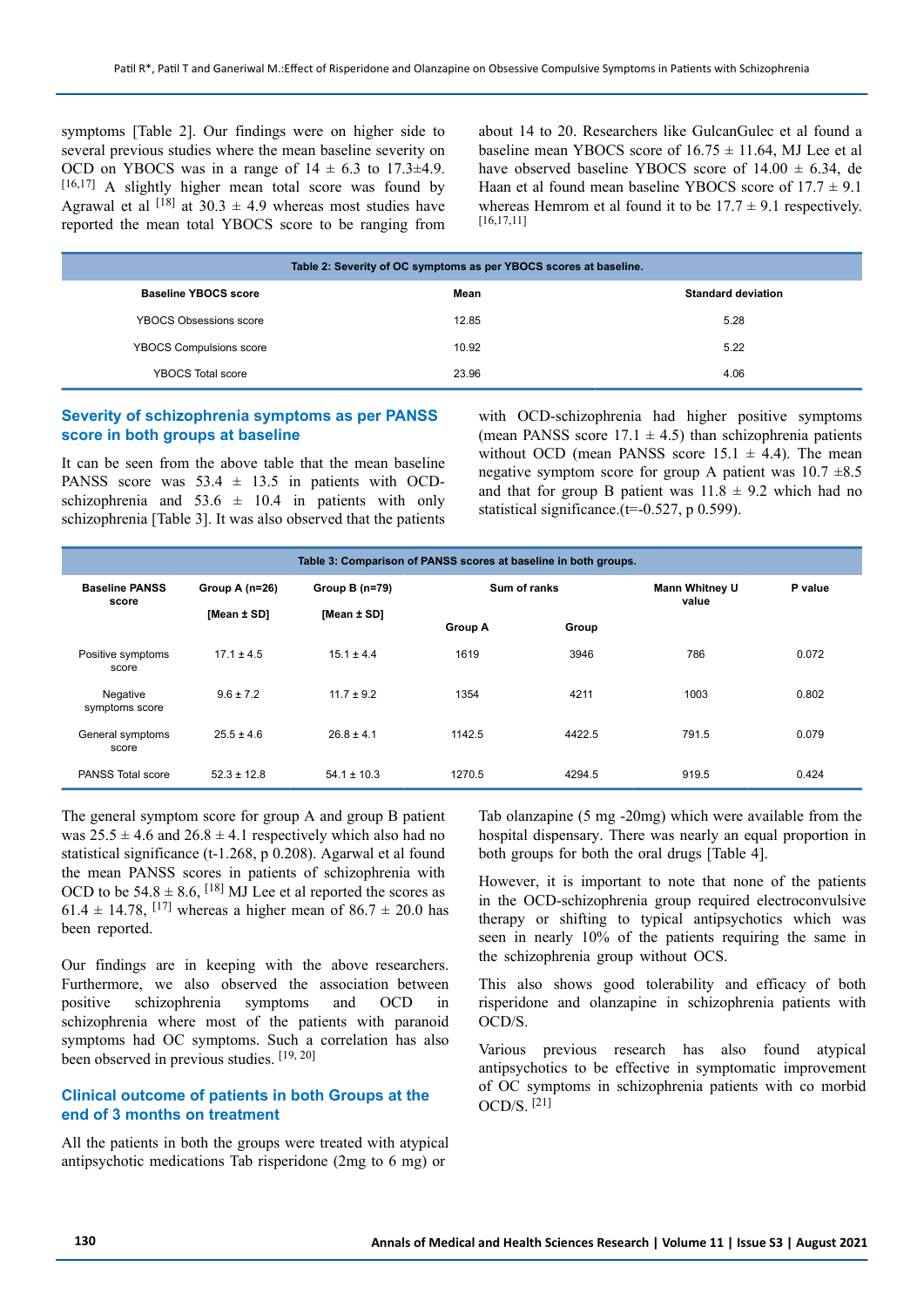symptoms [Table 2]. Our findings were on higher side to several previous studies where the mean baseline severity on OCD on YBOCS was in a range of 14 ± 6.3 to 17.3±4.9.[16,17] A slightly higher mean total score was found by Agrawal et al [18] at 30.3 ± 4.9 whereas most studies have reported the mean total YBOCS score to be ranging from about 14 to 20. Researchers like GulcanGulec et al found a baseline mean YBOCS score of 16.75 ± 11.64, MJ Lee et al have observed baseline YBOCS score of 14.00 ± 6.34, de Haan et al found mean baseline YBOCS score of 17.7 ± 9.1 whereas Hemrom et al found it to be 17.7 ± 9.1 respectively.[16,17,11]

| Table 2: Severity of OC symptoms as per YBOCS scores at baseline. | | |
|---|---|---|
| **Baseline YBOCS score** | **Mean** | **Standard deviation** |
| YBOCS Obsessions score | 12.85 | 5.28 |
| YBOCS Compulsions score | 10.92 | 5.22 |
| YBOCS Total score | 23.96 | 4.06 |

## Severity of schizophrenia symptoms as per PANSS score in both groups at baseline

It can be seen from the above table that the mean baseline PANSS score was 53.4 ± 13.5 in patients with OCD-schizophrenia and 53.6 ± 10.4 in patients with only schizophrenia [Table 3]. It was also observed that the patients with OCD-schizophrenia had higher positive symptoms (mean PANSS score 17.1 ± 4.5) than schizophrenia patients without OCD (mean PANSS score 15.1 ± 4.4). The mean negative symptom score for group A patient was 10.7 ±8.5 and that for group B patient was 11.8 ± 9.2 which had no statistical significance.(t=-0.527, p 0.599).

| Table 3: Comparison of PANSS scores at baseline in both groups. | | | | | | |
|---|---|---|---|---|---|---|
| **Baseline PANSS score** | **Group A (n=26) [Mean ± SD]** | **Group B (n=79) [Mean ± SD]** | **Sum of ranks** | | **Mann Whitney U value** | **P value** |
| | | | **Group A** | **Group** | | |
| Positive symptoms score | 17.1 ± 4.5 | 15.1 ± 4.4 | 1619 | 3946 | 786 | 0.072 |
| Negative symptoms score | 9.6 ± 7.2 | 11.7 ± 9.2 | 1354 | 4211 | 1003 | 0.802 |
| General symptoms score | 25.5 ± 4.6 | 26.8 ± 4.1 | 1142.5 | 4422.5 | 791.5 | 0.079 |
| PANSS Total score | 52.3 ± 12.8 | 54.1 ± 10.3 | 1270.5 | 4294.5 | 919.5 | 0.424 |

The general symptom score for group A and group B patient was 25.5 ± 4.6 and 26.8 ± 4.1 respectively which also had no statistical significance (t-1.268, p 0.208). Agarwal et al found the mean PANSS scores in patients of schizophrenia with OCD to be 54.8 ± 8.6, [18] MJ Lee et al reported the scores as 61.4 ± 14.78, [17] whereas a higher mean of 86.7 ± 20.0 has been reported.

Our findings are in keeping with the above researchers. Furthermore, we also observed the association between positive schizophrenia symptoms and OCD in schizophrenia where most of the patients with paranoid symptoms had OC symptoms. Such a correlation has also been observed in previous studies. [19, 20]

## Clinical outcome of patients in both Groups at the end of 3 months on treatment

All the patients in both the groups were treated with atypical antipsychotic medications Tab risperidone (2mg to 6 mg) or Tab olanzapine (5 mg -20mg) which were available from the hospital dispensary. There was nearly an equal proportion in both groups for both the oral drugs [Table 4].

However, it is important to note that none of the patients in the OCD-schizophrenia group required electroconvulsive therapy or shifting to typical antipsychotics which was seen in nearly 10% of the patients requiring the same in the schizophrenia group without OCS.

This also shows good tolerability and efficacy of both risperidone and olanzapine in schizophrenia patients with OCD/S.

Various previous research has also found atypical antipsychotics to be effective in symptomatic improvement of OC symptoms in schizophrenia patients with co morbid OCD/S. [21]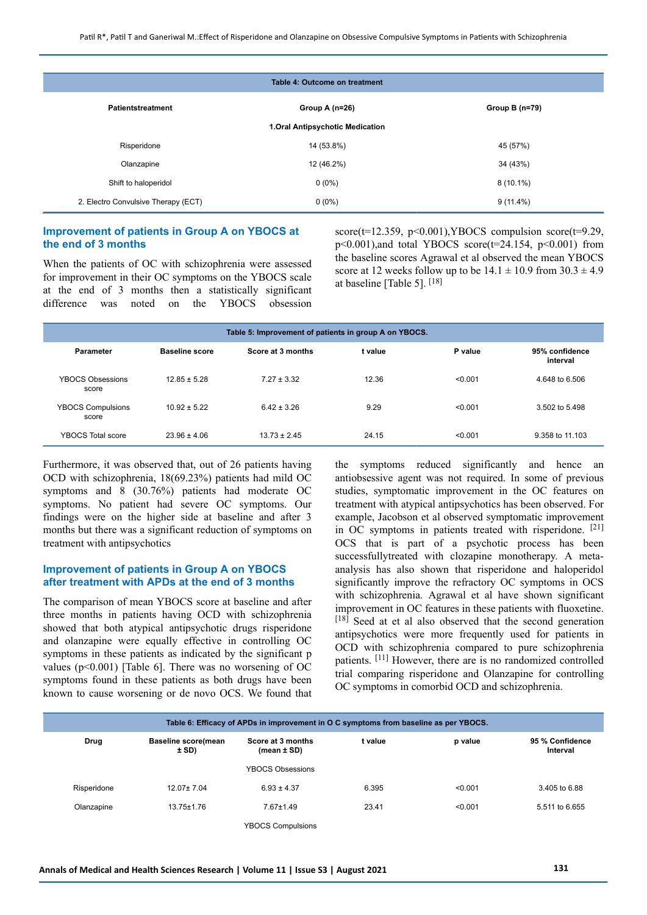**Table 4: Outcome on treatment**

| Patientstreatment | Group A (n=26) | Group B (n=79) |
|---|---|---|
| | 1.Oral Antipsychotic Medication | |
| Risperidone | 14 (53.8%) | 45 (57%) |
| Olanzapine | 12 (46.2%) | 34 (43%) |
| Shift to haloperidol | 0 (0%) | 8 (10.1%) |
| 2. Electro Convulsive Therapy (ECT) | 0 (0%) | 9 (11.4%) |

## Improvement of patients in Group A on YBOCS at the end of 3 months

When the patients of OC with schizophrenia were assessed for improvement in their OC symptoms on the YBOCS scale at the end of 3 months then a statistically significant difference was noted on the YBOCS obsession score(t=12.359, p<0.001),YBOCS compulsion score(t=9.29, p<0.001),and total YBOCS score(t=24.154, p<0.001) from the baseline scores Agrawal et al observed the mean YBOCS score at 12 weeks follow up to be 14.1 ± 10.9 from 30.3 ± 4.9 at baseline [Table 5]. [18]

**Table 5: Improvement of patients in group A on YBOCS.**

| Parameter | Baseline score | Score at 3 months | t value | P value | 95% confidence interval |
|---|---|---|---|---|---|
| YBOCS Obsessions score | 12.85 ± 5.28 | 7.27 ± 3.32 | 12.36 | <0.001 | 4.648 to 6.506 |
| YBOCS Compulsions score | 10.92 ± 5.22 | 6.42 ± 3.26 | 9.29 | <0.001 | 3.502 to 5.498 |
| YBOCS Total score | 23.96 ± 4.06 | 13.73 ± 2.45 | 24.15 | <0.001 | 9.358 to 11.103 |

Furthermore, it was observed that, out of 26 patients having OCD with schizophrenia, 18(69.23%) patients had mild OC symptoms and 8 (30.76%) patients had moderate OC symptoms. No patient had severe OC symptoms. Our findings were on the higher side at baseline and after 3 months but there was a significant reduction of symptoms on treatment with antipsychotics

## Improvement of patients in Group A on YBOCS after treatment with APDs at the end of 3 months

The comparison of mean YBOCS score at baseline and after three months in patients having OCD with schizophrenia showed that both atypical antipsychotic drugs risperidone and olanzapine were equally effective in controlling OC symptoms in these patients as indicated by the significant p values (p<0.001) [Table 6]. There was no worsening of OC symptoms found in these patients as both drugs have been known to cause worsening or de novo OCS. We found that the symptoms reduced significantly and hence an antiobsessive agent was not required. In some of previous studies, symptomatic improvement in the OC features on treatment with atypical antipsychotics has been observed. For example, Jacobson et al observed symptomatic improvement in OC symptoms in patients treated with risperidone. [21] OCS that is part of a psychotic process has been successfullytreated with clozapine monotherapy. A meta-analysis has also shown that risperidone and haloperidol significantly improve the refractory OC symptoms in OCS with schizophrenia. Agrawal et al have shown significant improvement in OC features in these patients with fluoxetine. [18] Seed at et al also observed that the second generation antipsychotics were more frequently used for patients in OCD with schizophrenia compared to pure schizophrenia patients. [11] However, there are is no randomized controlled trial comparing risperidone and Olanzapine for controlling OC symptoms in comorbid OCD and schizophrenia.

**Table 6: Efficacy of APDs in improvement in O C symptoms from baseline as per YBOCS.**

| Drug | Baseline score(mean ± SD) | Score at 3 months (mean ± SD) | t value | p value | 95 % Confidence Interval |
|---|---|---|---|---|---|
| | | YBOCS Obsessions | | | |
| Risperidone | 12.07± 7.04 | 6.93 ± 4.37 | 6.395 | <0.001 | 3.405 to 6.88 |
| Olanzapine | 13.75±1.76 | 7.67±1.49 | 23.41 | <0.001 | 5.511 to 6.655 |
| | | YBOCS Compulsions | | | |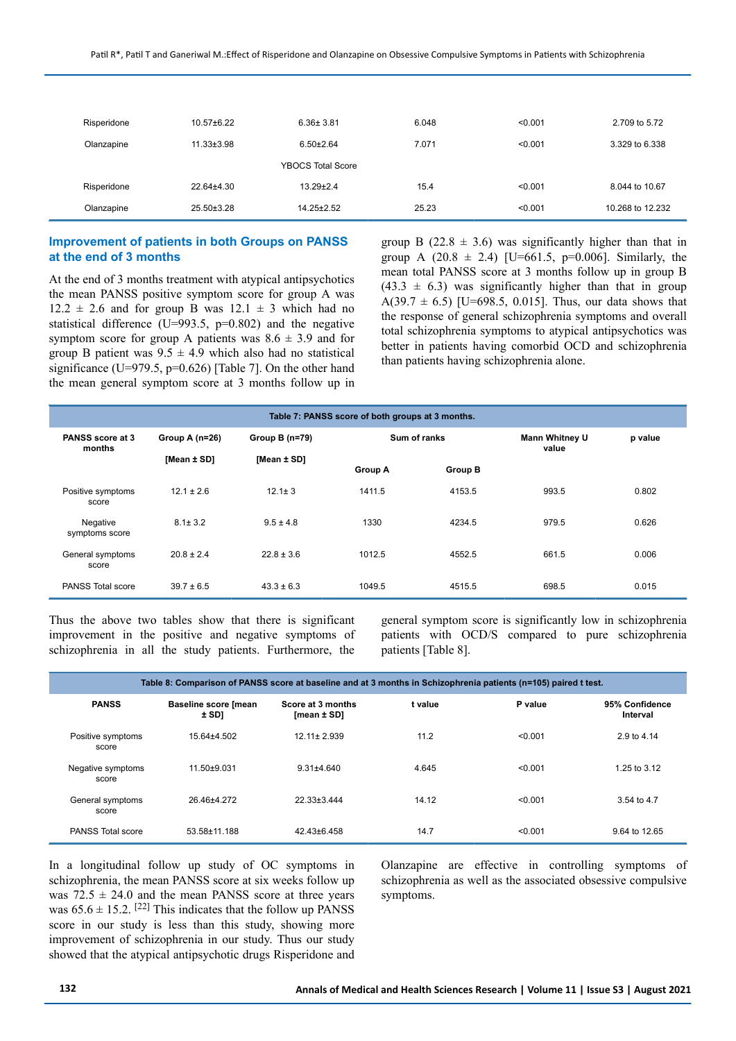| Risperidone | 10.57±6.22 | 6.36± 3.81 | 6.048 | <0.001 | 2.709 to 5.72 |
|---|---|---|---|---|---|
| Olanzapine | 11.33±3.98 | 6.50±2.64 | 7.071 | <0.001 | 3.329 to 6.338 |
| | | YBOCS Total Score | | | |
| Risperidone | 22.64±4.30 | 13.29±2.4 | 15.4 | <0.001 | 8.044 to 10.67 |
| Olanzapine | 25.50±3.28 | 14.25±2.52 | 25.23 | <0.001 | 10.268 to 12.232 |

### Improvement of patients in both Groups on PANSS at the end of 3 months

At the end of 3 months treatment with atypical antipsychotics the mean PANSS positive symptom score for group A was 12.2 ± 2.6 and for group B was 12.1 ± 3 which had no statistical difference (U=993.5, p=0.802) and the negative symptom score for group A patients was 8.6 ± 3.9 and for group B patient was 9.5 ± 4.9 which also had no statistical significance (U=979.5, p=0.626) [Table 7]. On the other hand the mean general symptom score at 3 months follow up in group B (22.8 ± 3.6) was significantly higher than that in group A (20.8 ± 2.4) [U=661.5, p=0.006]. Similarly, the mean total PANSS score at 3 months follow up in group B (43.3 ± 6.3) was significantly higher than that in group A(39.7 ± 6.5) [U=698.5, 0.015]. Thus, our data shows that the response of general schizophrenia symptoms and overall total schizophrenia symptoms to atypical antipsychotics was better in patients having comorbid OCD and schizophrenia than patients having schizophrenia alone.

**Table 7: PANSS score of both groups at 3 months.**

| PANSS score at 3 months | Group A (n=26) [Mean ± SD] | Group B (n=79) [Mean ± SD] | Sum of ranks | | Mann Whitney U value | p value |
|---|---|---|---|---|---|---|
| | | | Group A | Group B | | |
| Positive symptoms score | 12.1 ± 2.6 | 12.1± 3 | 1411.5 | 4153.5 | 993.5 | 0.802 |
| Negative symptoms score | 8.1± 3.2 | 9.5 ± 4.8 | 1330 | 4234.5 | 979.5 | 0.626 |
| General symptoms score | 20.8 ± 2.4 | 22.8 ± 3.6 | 1012.5 | 4552.5 | 661.5 | 0.006 |
| PANSS Total score | 39.7 ± 6.5 | 43.3 ± 6.3 | 1049.5 | 4515.5 | 698.5 | 0.015 |

Thus the above two tables show that there is significant improvement in the positive and negative symptoms of schizophrenia in all the study patients. Furthermore, the general symptom score is significantly low in schizophrenia patients with OCD/S compared to pure schizophrenia patients [Table 8].

**Table 8: Comparison of PANSS score at baseline and at 3 months in Schizophrenia patients (n=105) paired t test.**

| PANSS | Baseline score [mean ± SD] | Score at 3 months [mean ± SD] | t value | P value | 95% Confidence Interval |
|---|---|---|---|---|---|
| Positive symptoms score | 15.64±4.502 | 12.11± 2.939 | 11.2 | <0.001 | 2.9 to 4.14 |
| Negative symptoms score | 11.50±9.031 | 9.31±4.640 | 4.645 | <0.001 | 1.25 to 3.12 |
| General symptoms score | 26.46±4.272 | 22.33±3.444 | 14.12 | <0.001 | 3.54 to 4.7 |
| PANSS Total score | 53.58±11.188 | 42.43±6.458 | 14.7 | <0.001 | 9.64 to 12.65 |

In a longitudinal follow up study of OC symptoms in schizophrenia, the mean PANSS score at six weeks follow up was 72.5 ± 24.0 and the mean PANSS score at three years was 65.6 ± 15.2. [22] This indicates that the follow up PANSS score in our study is less than this study, showing more improvement of schizophrenia in our study. Thus our study showed that the atypical antipsychotic drugs Risperidone and Olanzapine are effective in controlling symptoms of schizophrenia as well as the associated obsessive compulsive symptoms.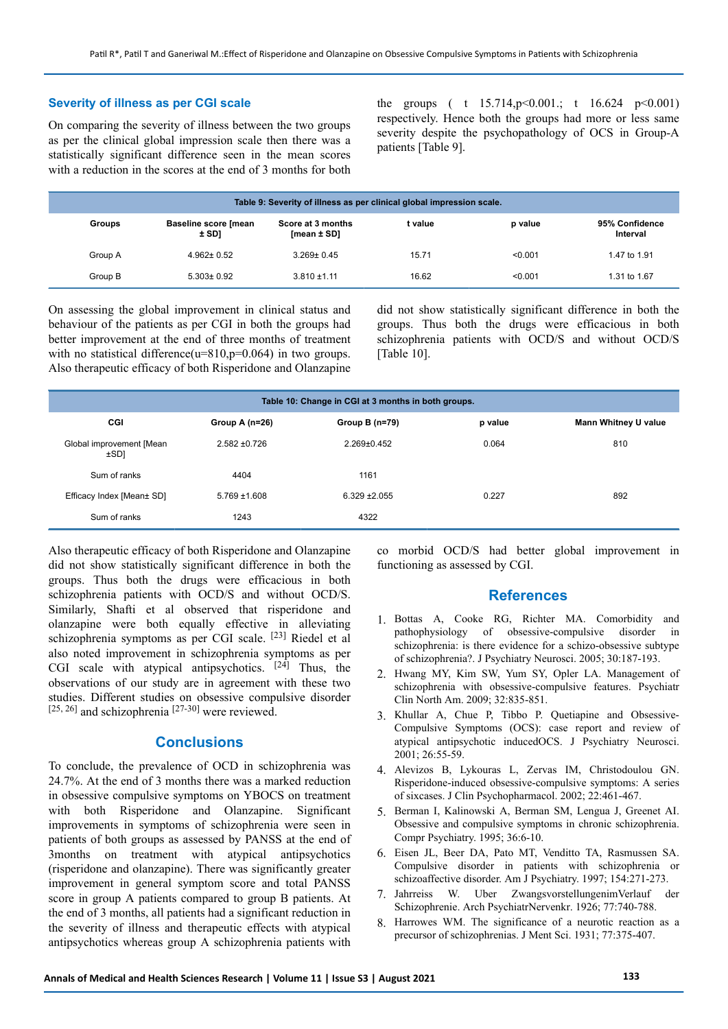## Severity of illness as per CGI scale

On comparing the severity of illness between the two groups as per the clinical global impression scale then there was a statistically significant difference seen in the mean scores with a reduction in the scores at the end of 3 months for both the groups ( t 15.714,p<0.001.; t 16.624 p<0.001) respectively. Hence both the groups had more or less same severity despite the psychopathology of OCS in Group-A patients [Table 9].

**Table 9: Severity of illness as per clinical global impression scale.**

| Groups | Baseline score [mean ± SD] | Score at 3 months [mean ± SD] | t value | p value | 95% Confidence Interval |
|---|---|---|---|---|---|
| Group A | 4.962± 0.52 | 3.269± 0.45 | 15.71 | <0.001 | 1.47 to 1.91 |
| Group B | 5.303± 0.92 | 3.810 ±1.11 | 16.62 | <0.001 | 1.31 to 1.67 |

On assessing the global improvement in clinical status and behaviour of the patients as per CGI in both the groups had better improvement at the end of three months of treatment with no statistical difference(u=810,p=0.064) in two groups. Also therapeutic efficacy of both Risperidone and Olanzapine did not show statistically significant difference in both the groups. Thus both the drugs were efficacious in both schizophrenia patients with OCD/S and without OCD/S [Table 10].

**Table 10: Change in CGI at 3 months in both groups.**

| CGI | Group A (n=26) | Group B (n=79) | p value | Mann Whitney U value |
|---|---|---|---|---|
| Global improvement [Mean ±SD] | 2.582 ±0.726 | 2.269±0.452 | 0.064 | 810 |
| Sum of ranks | 4404 | 1161 | | |
| Efficacy Index [Mean± SD] | 5.769 ±1.608 | 6.329 ±2.055 | 0.227 | 892 |
| Sum of ranks | 1243 | 4322 | | |

Also therapeutic efficacy of both Risperidone and Olanzapine did not show statistically significant difference in both the groups. Thus both the drugs were efficacious in both schizophrenia patients with OCD/S and without OCD/S. Similarly, Shafti et al observed that risperidone and olanzapine were both equally effective in alleviating schizophrenia symptoms as per CGI scale. [23] Riedel et al also noted improvement in schizophrenia symptoms as per CGI scale with atypical antipsychotics. [24] Thus, the observations of our study are in agreement with these two studies. Different studies on obsessive compulsive disorder [25, 26] and schizophrenia [27-30] were reviewed.

## Conclusions

To conclude, the prevalence of OCD in schizophrenia was 24.7%. At the end of 3 months there was a marked reduction in obsessive compulsive symptoms on YBOCS on treatment with both Risperidone and Olanzapine. Significant improvements in symptoms of schizophrenia were seen in patients of both groups as assessed by PANSS at the end of 3months on treatment with atypical antipsychotics (risperidone and olanzapine). There was significantly greater improvement in general symptom score and total PANSS score in group A patients compared to group B patients. At the end of 3 months, all patients had a significant reduction in the severity of illness and therapeutic effects with atypical antipsychotics whereas group A schizophrenia patients with co morbid OCD/S had better global improvement in functioning as assessed by CGI.

## References

1. Bottas A, Cooke RG, Richter MA. Comorbidity and pathophysiology of obsessive-compulsive disorder in schizophrenia: is there evidence for a schizo-obsessive subtype of schizophrenia?. J Psychiatry Neurosci. 2005; 30:187-193.
2. Hwang MY, Kim SW, Yum SY, Opler LA. Management of schizophrenia with obsessive-compulsive features. Psychiatr Clin North Am. 2009; 32:835-851.
3. Khullar A, Chue P, Tibbo P. Quetiapine and Obsessive-Compulsive Symptoms (OCS): case report and review of atypical antipsychotic inducedOCS. J Psychiatry Neurosci. 2001; 26:55-59.
4. Alevizos B, Lykouras L, Zervas IM, Christodoulou GN. Risperidone-induced obsessive-compulsive symptoms: A series of sixcases. J Clin Psychopharmacol. 2002; 22:461-467.
5. Berman I, Kalinowski A, Berman SM, Lengua J, Greenet AI. Obsessive and compulsive symptoms in chronic schizophrenia. Compr Psychiatry. 1995; 36:6-10.
6. Eisen JL, Beer DA, Pato MT, Venditto TA, Rasmussen SA. Compulsive disorder in patients with schizophrenia or schizoaffective disorder. Am J Psychiatry. 1997; 154:271-273.
7. Jahrreiss W. Uber ZwangsvorstellungenimVerlauf der Schizophrenie. Arch PsychiatrNervenkr. 1926; 77:740-788.
8. Harrowes WM. The significance of a neurotic reaction as a precursor of schizophrenias. J Ment Sci. 1931; 77:375-407.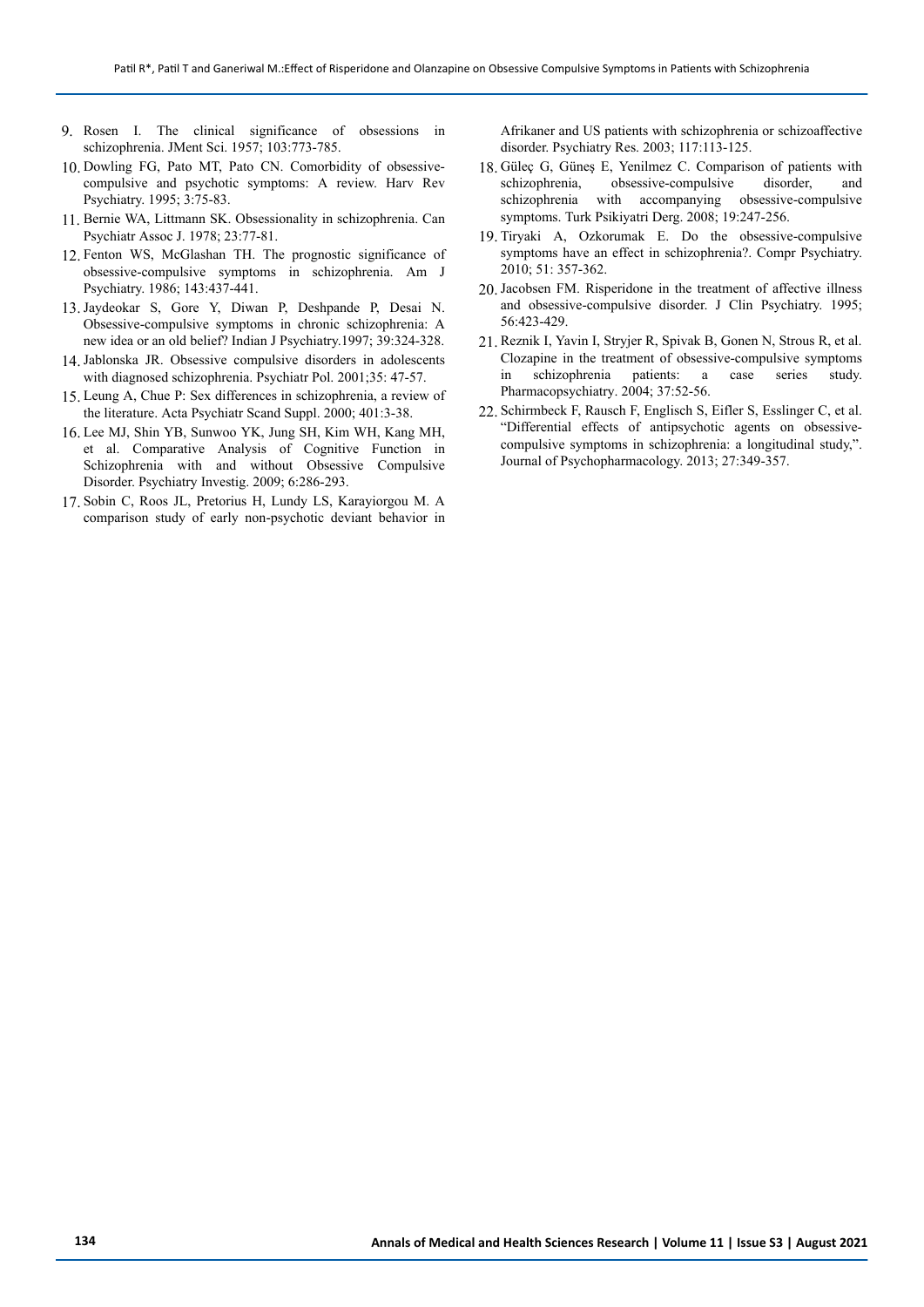9. Rosen I. The clinical significance of obsessions in schizophrenia. JMent Sci. 1957; 103:773-785.
10. Dowling FG, Pato MT, Pato CN. Comorbidity of obsessive-compulsive and psychotic symptoms: A review. Harv Rev Psychiatry. 1995; 3:75-83.
11. Bernie WA, Littmann SK. Obsessionality in schizophrenia. Can Psychiatr Assoc J. 1978; 23:77-81.
12. Fenton WS, McGlashan TH. The prognostic significance of obsessive-compulsive symptoms in schizophrenia. Am J Psychiatry. 1986; 143:437-441.
13. Jaydeokar S, Gore Y, Diwan P, Deshpande P, Desai N. Obsessive-compulsive symptoms in chronic schizophrenia: A new idea or an old belief? Indian J Psychiatry.1997; 39:324-328.
14. Jablonska JR. Obsessive compulsive disorders in adolescents with diagnosed schizophrenia. Psychiatr Pol. 2001;35: 47-57.
15. Leung A, Chue P: Sex differences in schizophrenia, a review of the literature. Acta Psychiatr Scand Suppl. 2000; 401:3-38.
16. Lee MJ, Shin YB, Sunwoo YK, Jung SH, Kim WH, Kang MH, et al. Comparative Analysis of Cognitive Function in Schizophrenia with and without Obsessive Compulsive Disorder. Psychiatry Investig. 2009; 6:286-293.
17. Sobin C, Roos JL, Pretorius H, Lundy LS, Karayiorgou M. A comparison study of early non-psychotic deviant behavior in Afrikaner and US patients with schizophrenia or schizoaffective disorder. Psychiatry Res. 2003; 117:113-125.
18. Güleç G, Güneş E, Yenilmez C. Comparison of patients with schizophrenia, obsessive-compulsive disorder, and schizophrenia with accompanying obsessive-compulsive symptoms. Turk Psikiyatri Derg. 2008; 19:247-256.
19. Tiryaki A, Ozkorumak E. Do the obsessive-compulsive symptoms have an effect in schizophrenia?. Compr Psychiatry. 2010; 51: 357-362.
20. Jacobsen FM. Risperidone in the treatment of affective illness and obsessive-compulsive disorder. J Clin Psychiatry. 1995; 56:423-429.
21. Reznik I, Yavin I, Stryjer R, Spivak B, Gonen N, Strous R, et al. Clozapine in the treatment of obsessive-compulsive symptoms in schizophrenia patients: a case series study. Pharmacopsychiatry. 2004; 37:52-56.
22. Schirmbeck F, Rausch F, Englisch S, Eifler S, Esslinger C, et al. "Differential effects of antipsychotic agents on obsessive-compulsive symptoms in schizophrenia: a longitudinal study,". Journal of Psychopharmacology. 2013; 27:349-357.